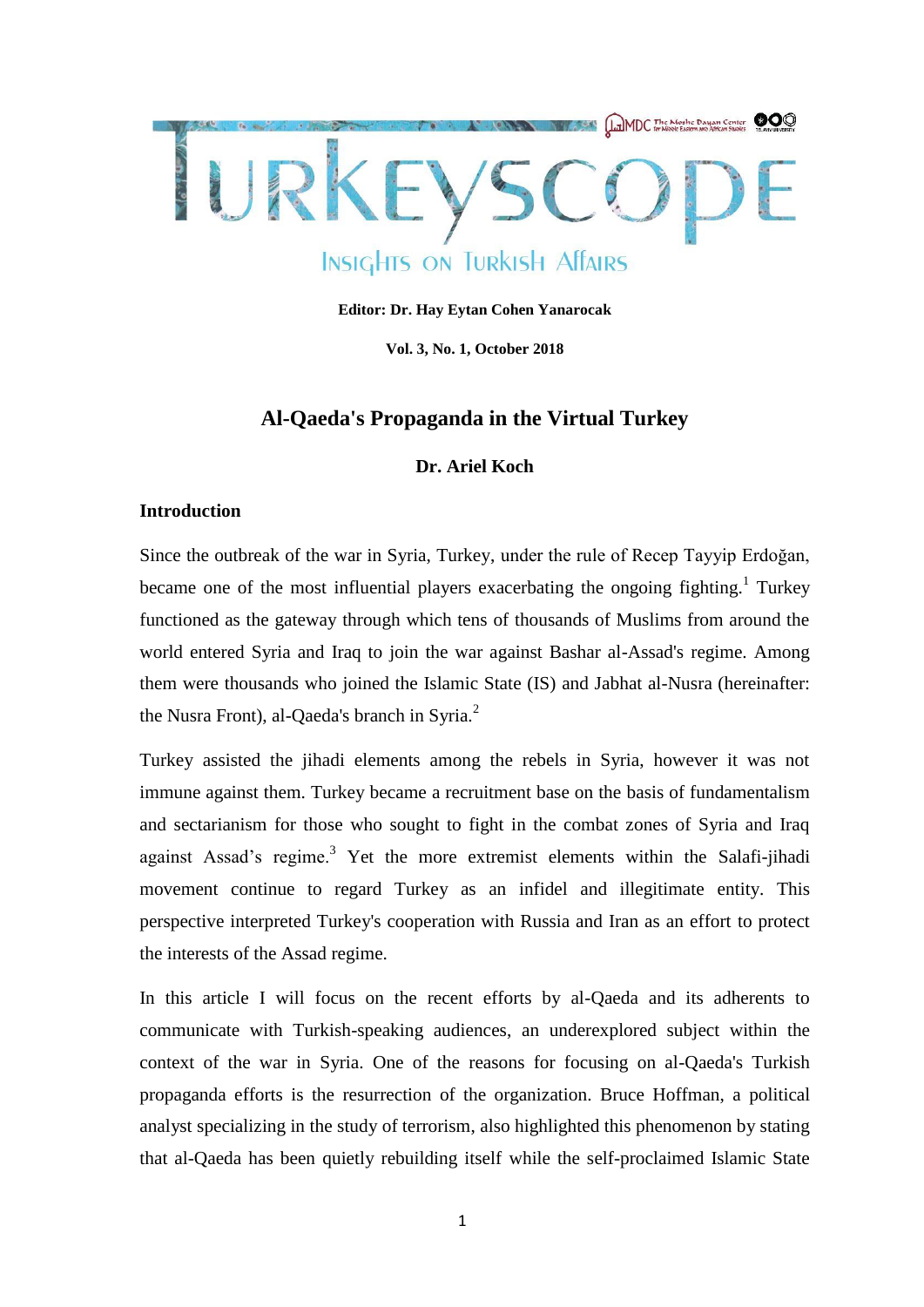# TURKEYSCOPE

Insights on Turkish Affairs

**Editor: Dr. Hay Eytan Cohen Yanarocak**

**Vol. 3, No. 1, October 2018**

## Al-Qaeda's Propaganda in the Virtual Turkey

**Dr. Ariel Koch**

### Introduction

Since the outbreak of the war in Syria, Turkey, under the rule of Recep Tayyip Erdoğan, became one of the most influential players exacerbating the ongoing fighting.[1] Turkey functioned as the gateway through which tens of thousands of Muslims from around the world entered Syria and Iraq to join the war against Bashar al-Assad's regime. Among them were thousands who joined the Islamic State (IS) and Jabhat al-Nusra (hereinafter: the Nusra Front), al-Qaeda's branch in Syria.[2]

Turkey assisted the jihadi elements among the rebels in Syria, however it was not immune against them. Turkey became a recruitment base on the basis of fundamentalism and sectarianism for those who sought to fight in the combat zones of Syria and Iraq against Assad's regime.[3] Yet the more extremist elements within the Salafi-jihadi movement continue to regard Turkey as an infidel and illegitimate entity. This perspective interpreted Turkey's cooperation with Russia and Iran as an effort to protect the interests of the Assad regime.

In this article I will focus on the recent efforts by al-Qaeda and its adherents to communicate with Turkish-speaking audiences, an underexplored subject within the context of the war in Syria. One of the reasons for focusing on al-Qaeda's Turkish propaganda efforts is the resurrection of the organization. Bruce Hoffman, a political analyst specializing in the study of terrorism, also highlighted this phenomenon by stating that al-Qaeda has been quietly rebuilding itself while the self-proclaimed Islamic State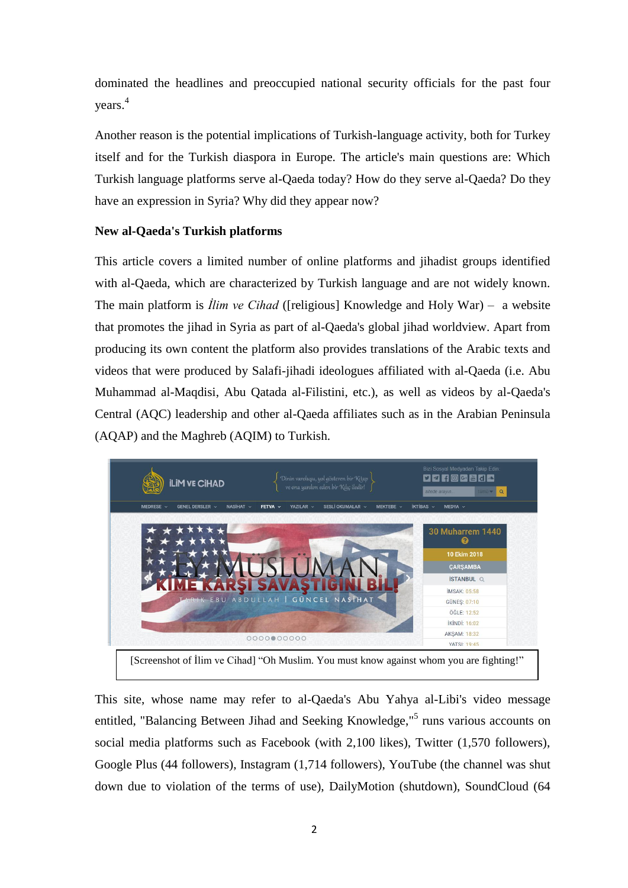dominated the headlines and preoccupied national security officials for the past four years.[4]

Another reason is the potential implications of Turkish-language activity, both for Turkey itself and for the Turkish diaspora in Europe. The article's main questions are: Which Turkish language platforms serve al-Qaeda today? How do they serve al-Qaeda? Do they have an expression in Syria? Why did they appear now?

**New al-Qaeda's Turkish platforms**

This article covers a limited number of online platforms and jihadist groups identified with al-Qaeda, which are characterized by Turkish language and are not widely known. The main platform is *İlim ve Cihad* ([religious] Knowledge and Holy War) – a website that promotes the jihad in Syria as part of al-Qaeda's global jihad worldview. Apart from producing its own content the platform also provides translations of the Arabic texts and videos that were produced by Salafi-jihadi ideologues affiliated with al-Qaeda (i.e. Abu Muhammad al-Maqdisi, Abu Qatada al-Filistini, etc.), as well as videos by al-Qaeda's Central (AQC) leadership and other al-Qaeda affiliates such as in the Arabian Peninsula (AQAP) and the Maghreb (AQIM) to Turkish.

[Screenshot of İlim ve Cihad] "Oh Muslim. You must know against whom you are fighting!"

This site, whose name may refer to al-Qaeda's Abu Yahya al-Libi's video message entitled, "Balancing Between Jihad and Seeking Knowledge,"[5] runs various accounts on social media platforms such as Facebook (with 2,100 likes), Twitter (1,570 followers), Google Plus (44 followers), Instagram (1,714 followers), YouTube (the channel was shut down due to violation of the terms of use), DailyMotion (shutdown), SoundCloud (64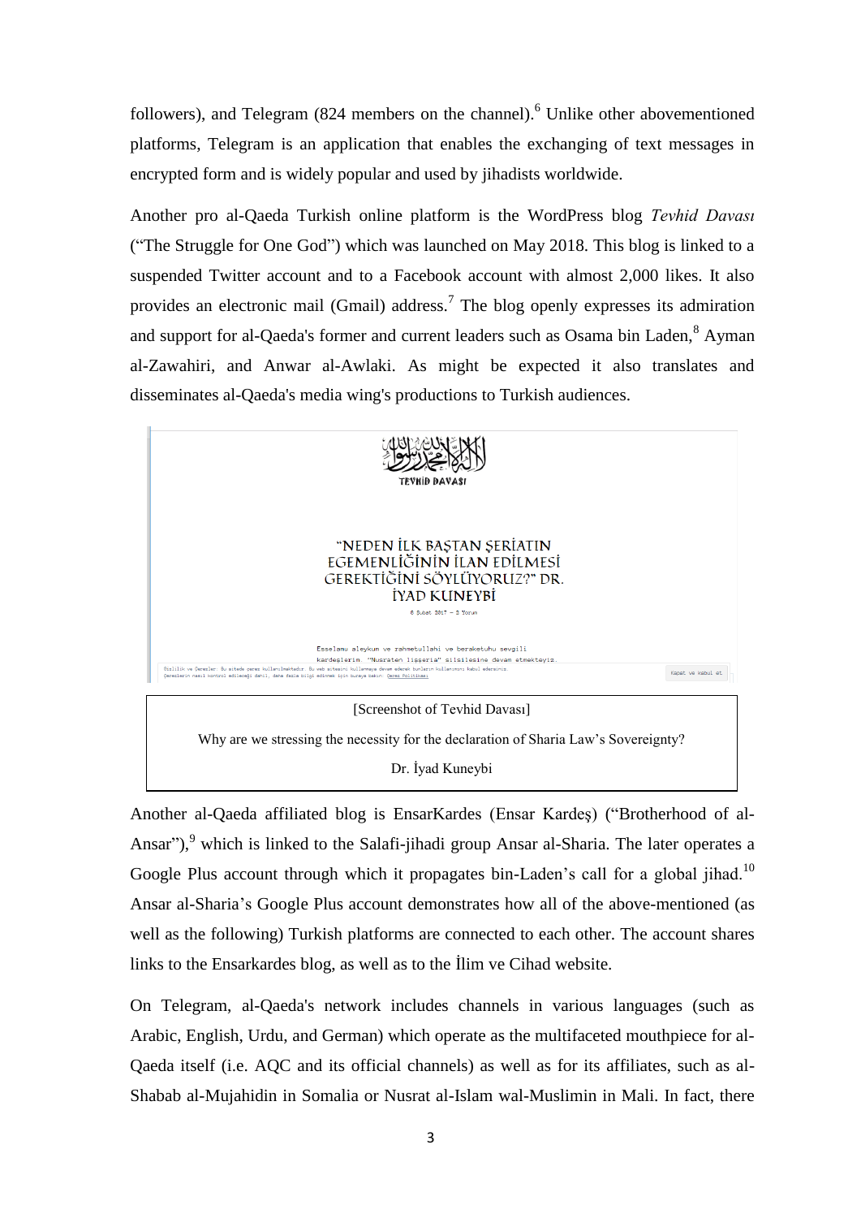followers), and Telegram (824 members on the channel).[6] Unlike other abovementioned platforms, Telegram is an application that enables the exchanging of text messages in encrypted form and is widely popular and used by jihadists worldwide.

Another pro al-Qaeda Turkish online platform is the WordPress blog *Tevhid Davası* ("The Struggle for One God") which was launched on May 2018. This blog is linked to a suspended Twitter account and to a Facebook account with almost 2,000 likes. It also provides an electronic mail (Gmail) address.[7] The blog openly expresses its admiration and support for al-Qaeda's former and current leaders such as Osama bin Laden,[8] Ayman al-Zawahiri, and Anwar al-Awlaki. As might be expected it also translates and disseminates al-Qaeda's media wing's productions to Turkish audiences.

[Screenshot of Tevhid Davası]

Why are we stressing the necessity for the declaration of Sharia Law's Sovereignty?

Dr. İyad Kuneybi

Another al-Qaeda affiliated blog is EnsarKardes (Ensar Kardeş) ("Brotherhood of al-Ansar"),[9] which is linked to the Salafi-jihadi group Ansar al-Sharia. The later operates a Google Plus account through which it propagates bin-Laden's call for a global jihad.[10] Ansar al-Sharia's Google Plus account demonstrates how all of the above-mentioned (as well as the following) Turkish platforms are connected to each other. The account shares links to the Ensarkardes blog, as well as to the İlim ve Cihad website.

On Telegram, al-Qaeda's network includes channels in various languages (such as Arabic, English, Urdu, and German) which operate as the multifaceted mouthpiece for al-Qaeda itself (i.e. AQC and its official channels) as well as for its affiliates, such as al-Shabab al-Mujahidin in Somalia or Nusrat al-Islam wal-Muslimin in Mali. In fact, there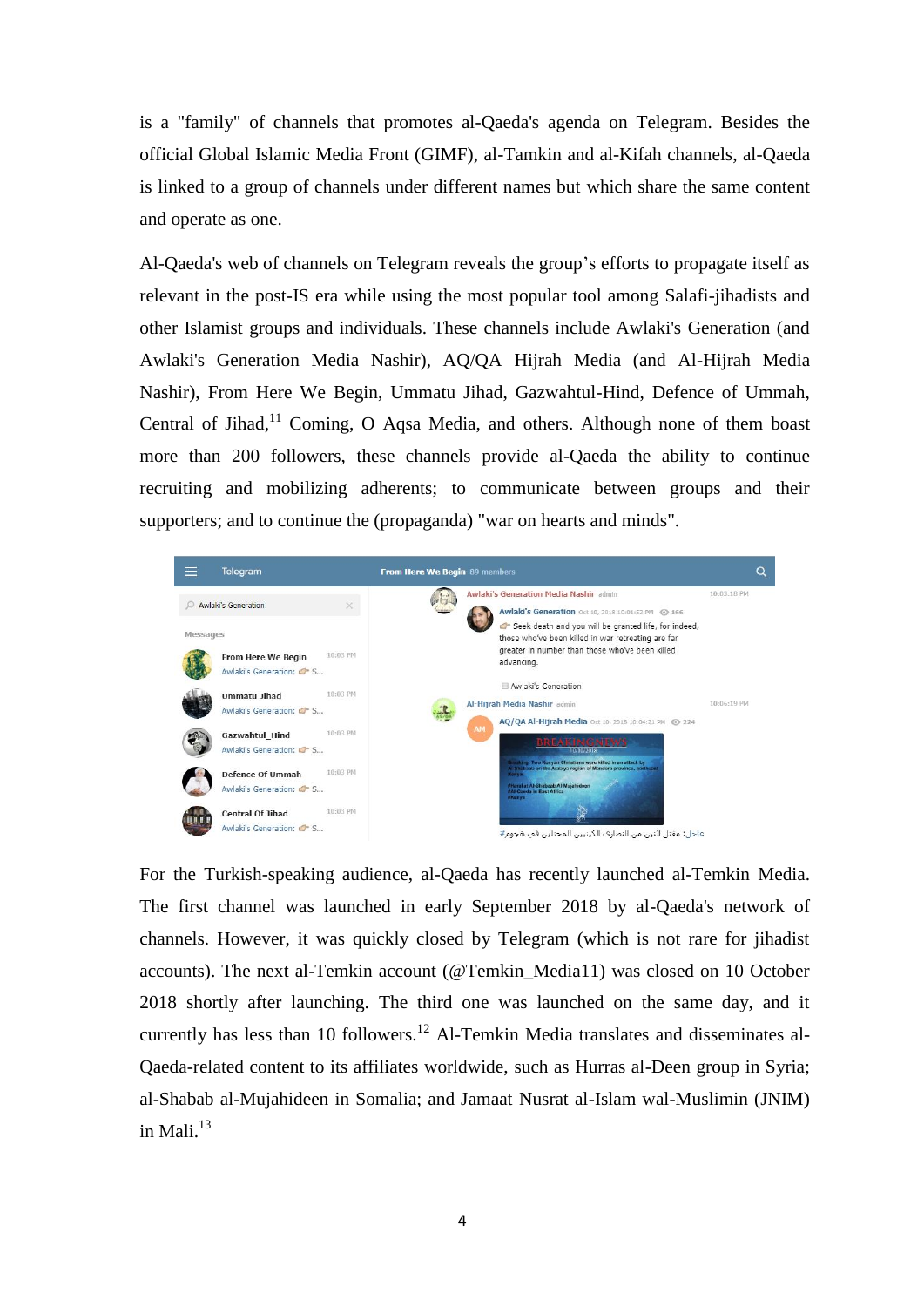is a "family" of channels that promotes al-Qaeda's agenda on Telegram. Besides the official Global Islamic Media Front (GIMF), al-Tamkin and al-Kifah channels, al-Qaeda is linked to a group of channels under different names but which share the same content and operate as one.

Al-Qaeda's web of channels on Telegram reveals the group's efforts to propagate itself as relevant in the post-IS era while using the most popular tool among Salafi-jihadists and other Islamist groups and individuals. These channels include Awlaki's Generation (and Awlaki's Generation Media Nashir), AQ/QA Hijrah Media (and Al-Hijrah Media Nashir), From Here We Begin, Ummatu Jihad, Gazwahtul-Hind, Defence of Ummah, Central of Jihad,[11] Coming, O Aqsa Media, and others. Although none of them boast more than 200 followers, these channels provide al-Qaeda the ability to continue recruiting and mobilizing adherents; to communicate between groups and their supporters; and to continue the (propaganda) "war on hearts and minds".

For the Turkish-speaking audience, al-Qaeda has recently launched al-Temkin Media. The first channel was launched in early September 2018 by al-Qaeda's network of channels. However, it was quickly closed by Telegram (which is not rare for jihadist accounts). The next al-Temkin account (@Temkin_Media11) was closed on 10 October 2018 shortly after launching. The third one was launched on the same day, and it currently has less than 10 followers.[12] Al-Temkin Media translates and disseminates al-Qaeda-related content to its affiliates worldwide, such as Hurras al-Deen group in Syria; al-Shabab al-Mujahideen in Somalia; and Jamaat Nusrat al-Islam wal-Muslimin (JNIM) in Mali.[13]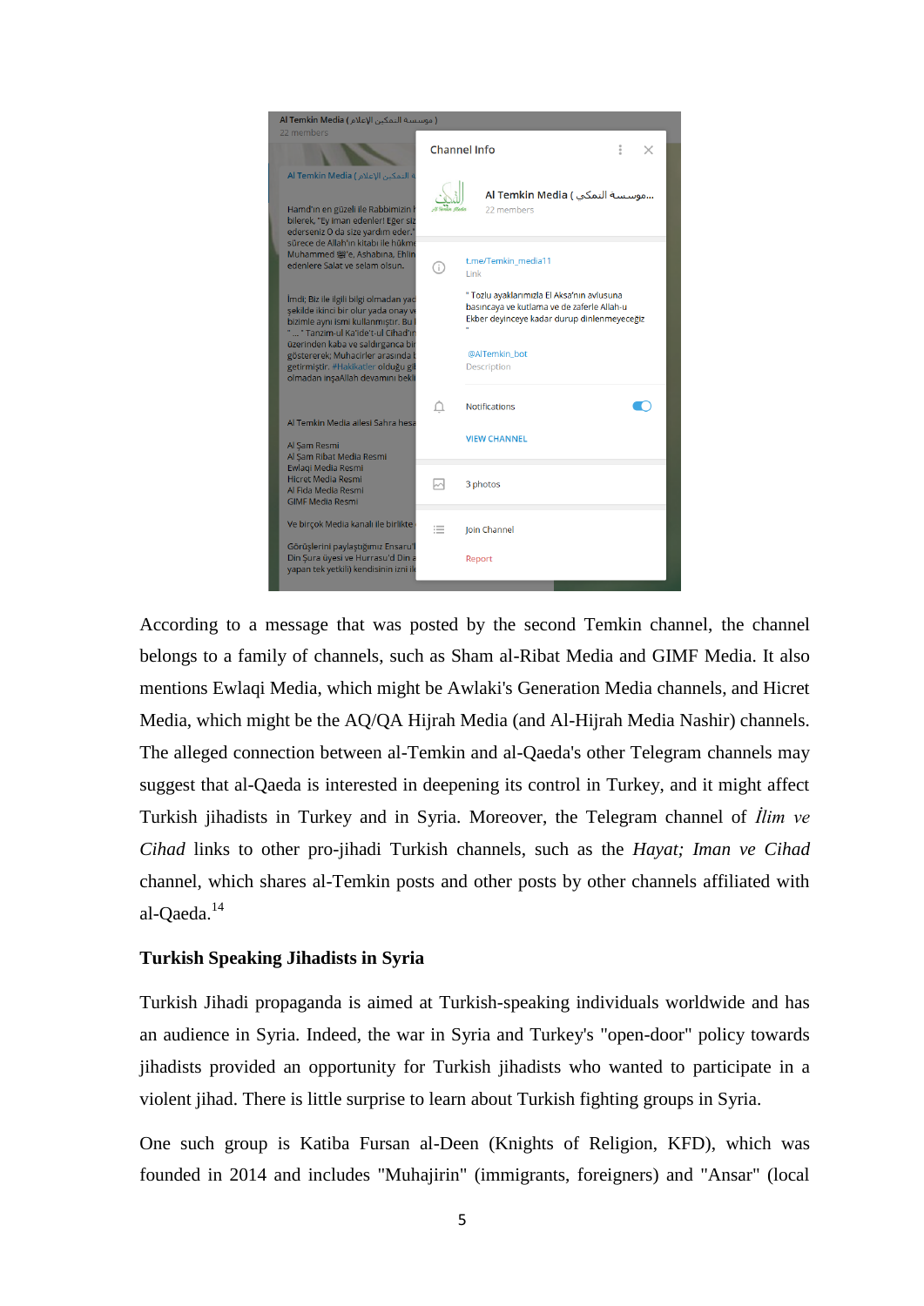According to a message that was posted by the second Temkin channel, the channel belongs to a family of channels, such as Sham al-Ribat Media and GIMF Media. It also mentions Ewlaqi Media, which might be Awlaki's Generation Media channels, and Hicret Media, which might be the AQ/QA Hijrah Media (and Al-Hijrah Media Nashir) channels. The alleged connection between al-Temkin and al-Qaeda's other Telegram channels may suggest that al-Qaeda is interested in deepening its control in Turkey, and it might affect Turkish jihadists in Turkey and in Syria. Moreover, the Telegram channel of *İlim ve Cihad* links to other pro-jihadi Turkish channels, such as the *Hayat; Iman ve Cihad* channel, which shares al-Temkin posts and other posts by other channels affiliated with al-Qaeda.[14]

**Turkish Speaking Jihadists in Syria**

Turkish Jihadi propaganda is aimed at Turkish-speaking individuals worldwide and has an audience in Syria. Indeed, the war in Syria and Turkey's "open-door" policy towards jihadists provided an opportunity for Turkish jihadists who wanted to participate in a violent jihad. There is little surprise to learn about Turkish fighting groups in Syria.

One such group is Katiba Fursan al-Deen (Knights of Religion, KFD), which was founded in 2014 and includes "Muhajirin" (immigrants, foreigners) and "Ansar" (local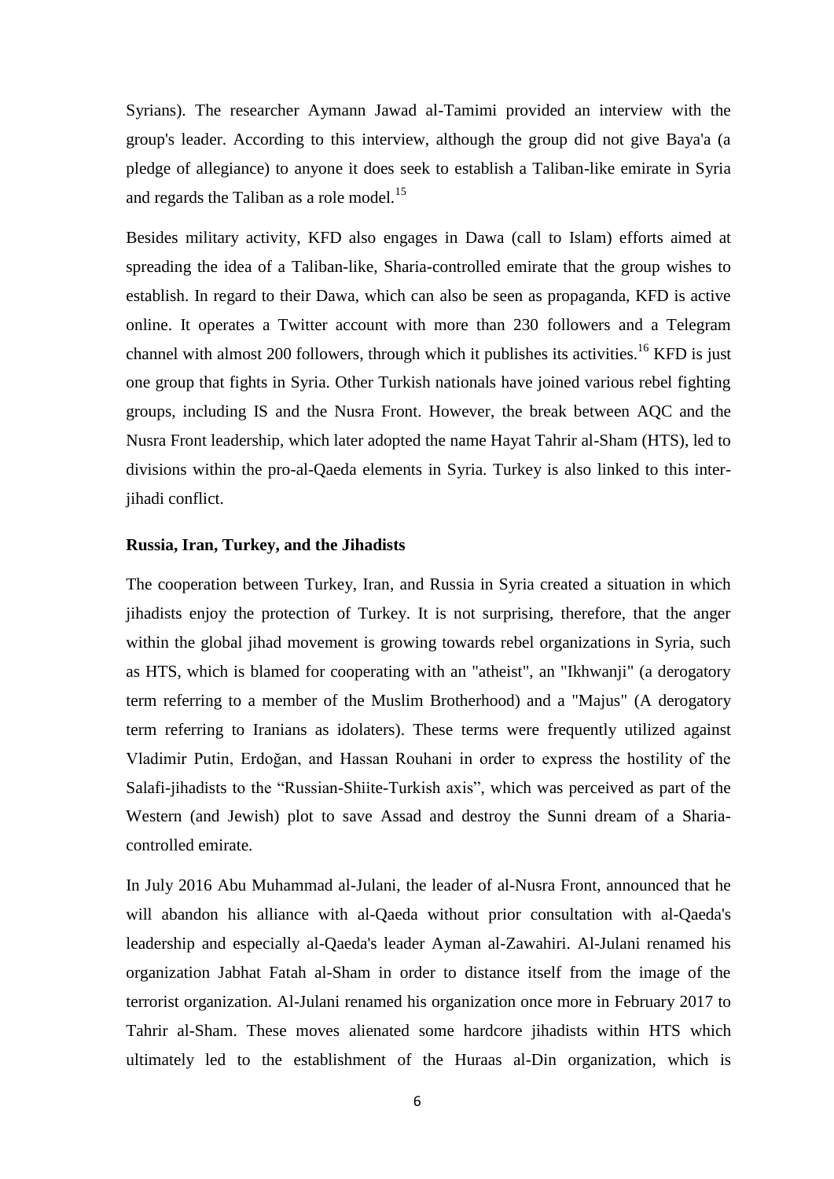Syrians). The researcher Aymann Jawad al-Tamimi provided an interview with the group's leader. According to this interview, although the group did not give Baya'a (a pledge of allegiance) to anyone it does seek to establish a Taliban-like emirate in Syria and regards the Taliban as a role model.[15]

Besides military activity, KFD also engages in Dawa (call to Islam) efforts aimed at spreading the idea of a Taliban-like, Sharia-controlled emirate that the group wishes to establish. In regard to their Dawa, which can also be seen as propaganda, KFD is active online. It operates a Twitter account with more than 230 followers and a Telegram channel with almost 200 followers, through which it publishes its activities.[16] KFD is just one group that fights in Syria. Other Turkish nationals have joined various rebel fighting groups, including IS and the Nusra Front. However, the break between AQC and the Nusra Front leadership, which later adopted the name Hayat Tahrir al-Sham (HTS), led to divisions within the pro-al-Qaeda elements in Syria. Turkey is also linked to this inter-jihadi conflict.

**Russia, Iran, Turkey, and the Jihadists**

The cooperation between Turkey, Iran, and Russia in Syria created a situation in which jihadists enjoy the protection of Turkey. It is not surprising, therefore, that the anger within the global jihad movement is growing towards rebel organizations in Syria, such as HTS, which is blamed for cooperating with an "atheist", an "Ikhwanji" (a derogatory term referring to a member of the Muslim Brotherhood) and a "Majus" (A derogatory term referring to Iranians as idolaters). These terms were frequently utilized against Vladimir Putin, Erdoğan, and Hassan Rouhani in order to express the hostility of the Salafi-jihadists to the "Russian-Shiite-Turkish axis", which was perceived as part of the Western (and Jewish) plot to save Assad and destroy the Sunni dream of a Sharia-controlled emirate.

In July 2016 Abu Muhammad al-Julani, the leader of al-Nusra Front, announced that he will abandon his alliance with al-Qaeda without prior consultation with al-Qaeda's leadership and especially al-Qaeda's leader Ayman al-Zawahiri. Al-Julani renamed his organization Jabhat Fatah al-Sham in order to distance itself from the image of the terrorist organization. Al-Julani renamed his organization once more in February 2017 to Tahrir al-Sham. These moves alienated some hardcore jihadists within HTS which ultimately led to the establishment of the Huraas al-Din organization, which is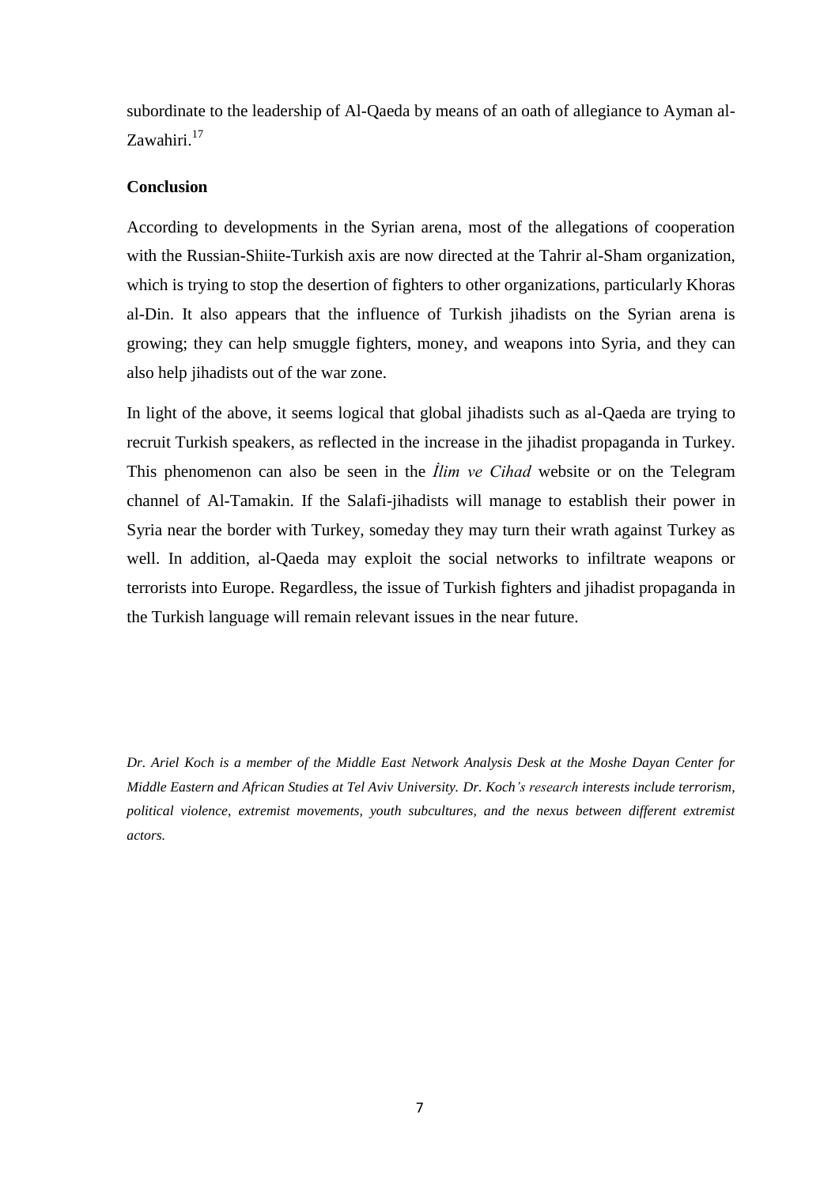subordinate to the leadership of Al-Qaeda by means of an oath of allegiance to Ayman al-Zawahiri.[17]

## Conclusion

According to developments in the Syrian arena, most of the allegations of cooperation with the Russian-Shiite-Turkish axis are now directed at the Tahrir al-Sham organization, which is trying to stop the desertion of fighters to other organizations, particularly Khoras al-Din. It also appears that the influence of Turkish jihadists on the Syrian arena is growing; they can help smuggle fighters, money, and weapons into Syria, and they can also help jihadists out of the war zone.

In light of the above, it seems logical that global jihadists such as al-Qaeda are trying to recruit Turkish speakers, as reflected in the increase in the jihadist propaganda in Turkey. This phenomenon can also be seen in the *İlim ve Cihad* website or on the Telegram channel of Al-Tamakin. If the Salafi-jihadists will manage to establish their power in Syria near the border with Turkey, someday they may turn their wrath against Turkey as well. In addition, al-Qaeda may exploit the social networks to infiltrate weapons or terrorists into Europe. Regardless, the issue of Turkish fighters and jihadist propaganda in the Turkish language will remain relevant issues in the near future.

*Dr. Ariel Koch is a member of the Middle East Network Analysis Desk at the Moshe Dayan Center for Middle Eastern and African Studies at Tel Aviv University. Dr. Koch's research interests include terrorism, political violence, extremist movements, youth subcultures, and the nexus between different extremist actors.*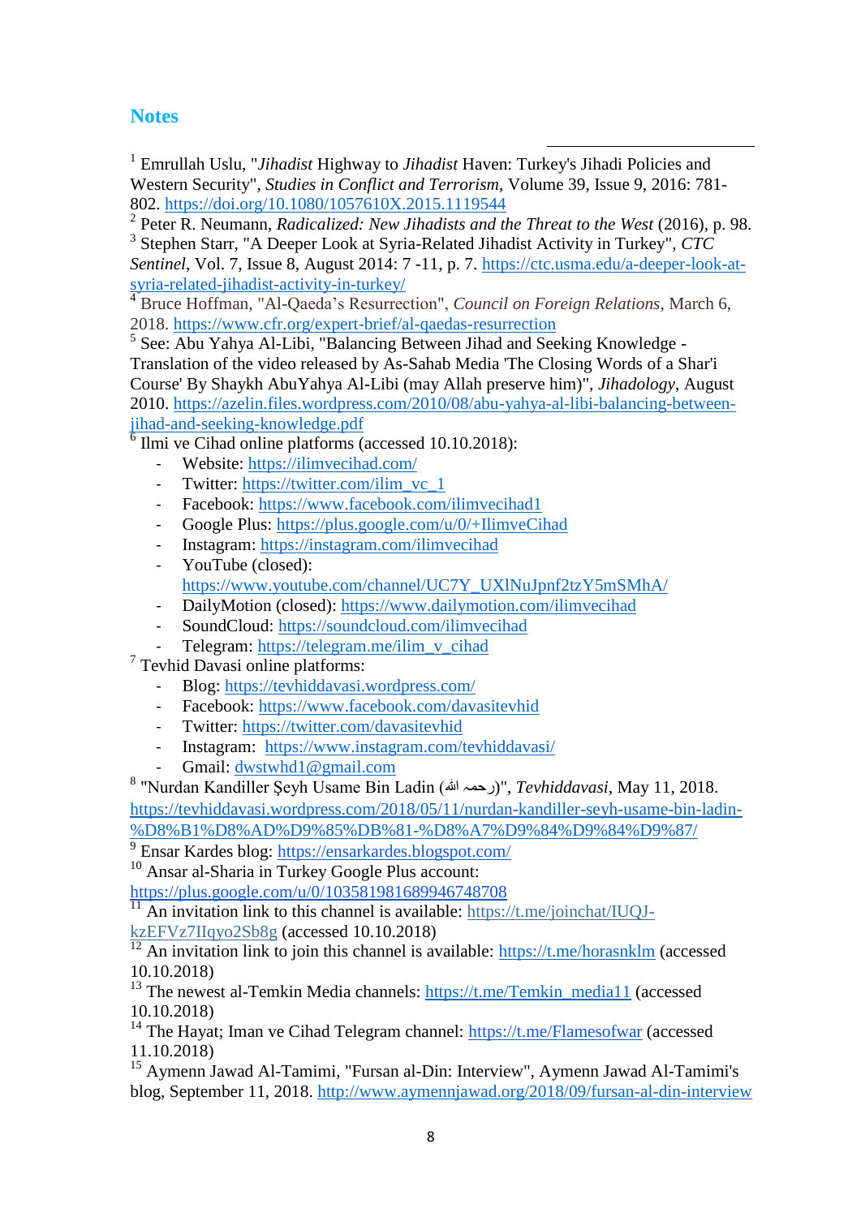## Notes

[1] Emrullah Uslu, "*Jihadist* Highway to *Jihadist* Haven: Turkey's Jihadi Policies and Western Security", *Studies in Conflict and Terrorism*, Volume 39, Issue 9, 2016: 781-802. https://doi.org/10.1080/1057610X.2015.1119544

[2] Peter R. Neumann, *Radicalized: New Jihadists and the Threat to the West* (2016), p. 98.

[3] Stephen Starr, "A Deeper Look at Syria-Related Jihadist Activity in Turkey", *CTC Sentinel*, Vol. 7, Issue 8, August 2014: 7 -11, p. 7. https://ctc.usma.edu/a-deeper-look-at-syria-related-jihadist-activity-in-turkey/

[4] Bruce Hoffman, "Al-Qaeda's Resurrection", *Council on Foreign Relations*, March 6, 2018. https://www.cfr.org/expert-brief/al-qaedas-resurrection

[5] See: Abu Yahya Al-Libi, "Balancing Between Jihad and Seeking Knowledge - Translation of the video released by As-Sahab Media 'The Closing Words of a Shar'i Course' By Shaykh AbuYahya Al-Libi (may Allah preserve him)", *Jihadology*, August 2010. https://azelin.files.wordpress.com/2010/08/abu-yahya-al-libi-balancing-between-jihad-and-seeking-knowledge.pdf

[6] Ilmi ve Cihad online platforms (accessed 10.10.2018):

- Website: https://ilimvecihad.com/
- Twitter: https://twitter.com/ilim_vc_1
- Facebook: https://www.facebook.com/ilimvecihad1
- Google Plus: https://plus.google.com/u/0/+IlimveCihad
- Instagram: https://instagram.com/ilimvecihad
- YouTube (closed): https://www.youtube.com/channel/UC7Y_UXlNuJpnf2tzY5mSMhA/
- DailyMotion (closed): https://www.dailymotion.com/ilimvecihad
- SoundCloud: https://soundcloud.com/ilimvecihad
- Telegram: https://telegram.me/ilim_v_cihad

[7] Tevhid Davasi online platforms:

- Blog: https://tevhiddavasi.wordpress.com/
- Facebook: https://www.facebook.com/davasitevhid
- Twitter: https://twitter.com/davasitevhid
- Instagram: https://www.instagram.com/tevhiddavasi/
- Gmail: dwstwhd1@gmail.com

[8] "Nurdan Kandiller Şeyh Usame Bin Ladin (رحمه الله)", *Tevhiddavasi*, May 11, 2018. https://tevhiddavasi.wordpress.com/2018/05/11/nurdan-kandiller-seyh-usame-bin-ladin-%D8%B1%D8%AD%D9%85%DB%81-%D8%A7%D9%84%D9%84%D9%87/

[9] Ensar Kardes blog: https://ensarkardes.blogspot.com/

[10] Ansar al-Sharia in Turkey Google Plus account: https://plus.google.com/u/0/103581981689946748708

[11] An invitation link to this channel is available: https://t.me/joinchat/IUQJ-kzEFVz7IIqyo2Sb8g (accessed 10.10.2018)

[12] An invitation link to join this channel is available: https://t.me/horasnklm (accessed 10.10.2018)

[13] The newest al-Temkin Media channels: https://t.me/Temkin_media11 (accessed 10.10.2018)

[14] The Hayat; Iman ve Cihad Telegram channel: https://t.me/Flamesofwar (accessed 11.10.2018)

[15] Aymenn Jawad Al-Tamimi, "Fursan al-Din: Interview", Aymenn Jawad Al-Tamimi's blog, September 11, 2018. http://www.aymennjawad.org/2018/09/fursan-al-din-interview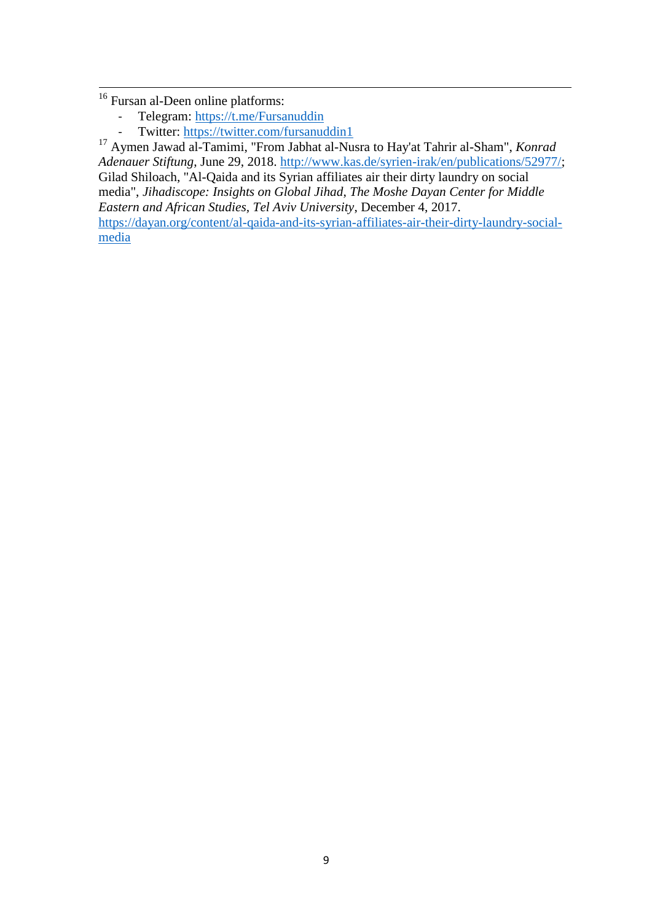[16] Fursan al-Deen online platforms:

- Telegram: https://t.me/Fursanuddin
- Twitter: https://twitter.com/fursanuddin1

[17] Aymen Jawad al-Tamimi, "From Jabhat al-Nusra to Hay'at Tahrir al-Sham", *Konrad Adenauer Stiftung*, June 29, 2018. http://www.kas.de/syrien-irak/en/publications/52977/; Gilad Shiloach, "Al-Qaida and its Syrian affiliates air their dirty laundry on social media", *Jihadiscope: Insights on Global Jihad, The Moshe Dayan Center for Middle Eastern and African Studies, Tel Aviv University*, December 4, 2017. https://dayan.org/content/al-qaida-and-its-syrian-affiliates-air-their-dirty-laundry-social-media